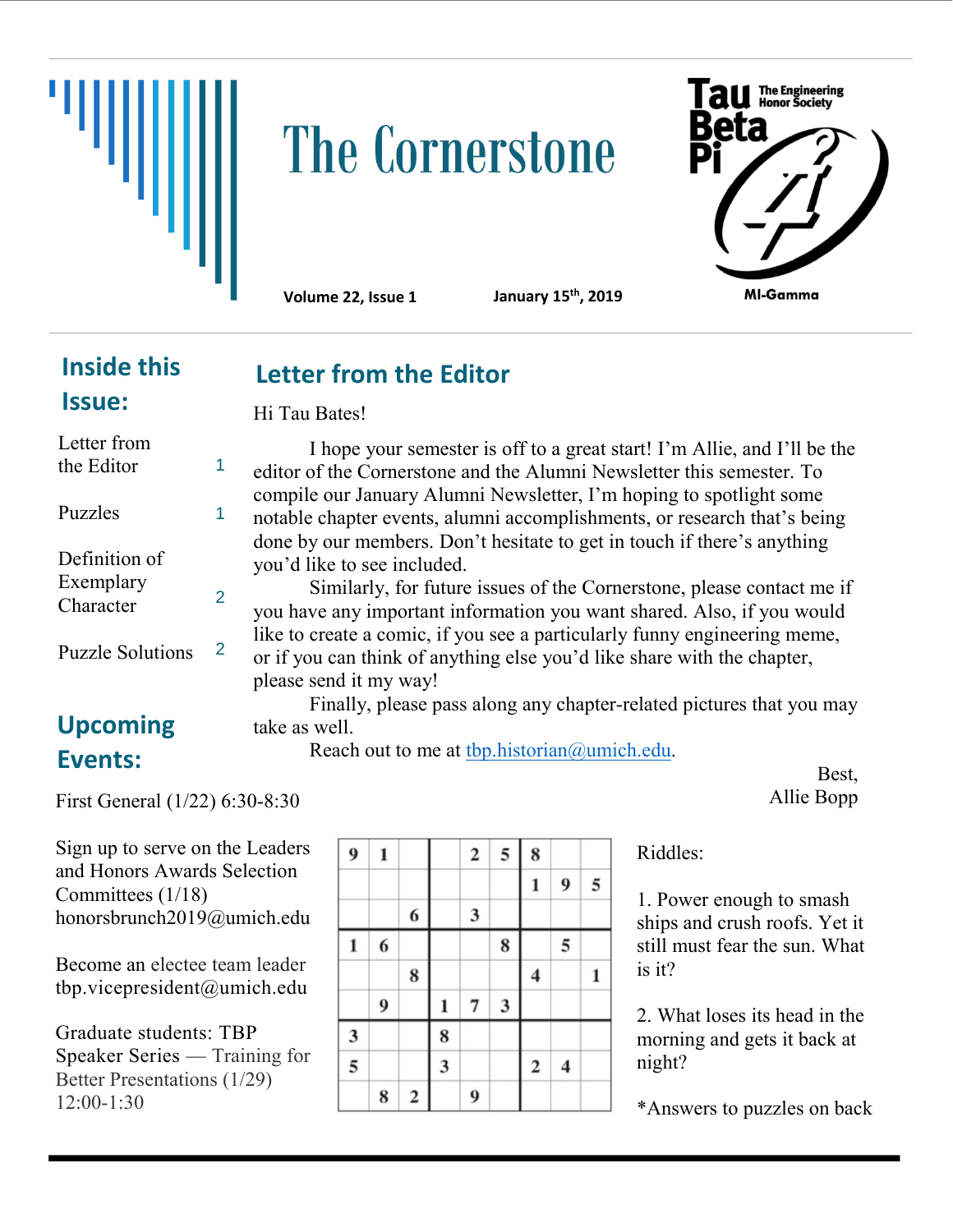# The Cornerstone

**Tau Beta Pi** — The Engineering Honor Society

**MI-Gamma**

**Volume 22, Issue 1** **January 15th, 2019**

## Inside this Issue:

| | |
|---|---|
| Letter from the Editor | 1 |
| Puzzles | 1 |
| Definition of Exemplary Character | 2 |
| Puzzle Solutions | 2 |

## Upcoming Events:

First General (1/22) 6:30-8:30

Sign up to serve on the Leaders and Honors Awards Selection Committees (1/18) honorsbrunch2019@umich.edu

Become an electee team leader tbp.vicepresident@umich.edu

Graduate students: TBP Speaker Series — Training for Better Presentations (1/29) 12:00-1:30

## Letter from the Editor

Hi Tau Bates!

I hope your semester is off to a great start! I'm Allie, and I'll be the editor of the Cornerstone and the Alumni Newsletter this semester. To compile our January Alumni Newsletter, I'm hoping to spotlight some notable chapter events, alumni accomplishments, or research that's being done by our members. Don't hesitate to get in touch if there's anything you'd like to see included.

Similarly, for future issues of the Cornerstone, please contact me if you have any important information you want shared. Also, if you would like to create a comic, if you see a particularly funny engineering meme, or if you can think of anything else you'd like share with the chapter, please send it my way!

Finally, please pass along any chapter-related pictures that you may take as well.

Reach out to me at tbp.historian@umich.edu.

Best,
Allie Bopp

| | | | | | | | | |
|---|---|---|---|---|---|---|---|---|
| 9 | 1 | | | 2 | 5 | 8 | | |
| | | | | | | 1 | 9 | 5 |
| | | 6 | | 3 | | | | |
| 1 | 6 | | | | 8 | | 5 | |
| | | 8 | | | | 4 | | 1 |
| | 9 | | 1 | 7 | 3 | | | |
| 3 | | | 8 | | | | | |
| 5 | | | 3 | | | 2 | 4 | |
| | 8 | 2 | | 9 | | | | |

Riddles:

1. Power enough to smash ships and crush roofs. Yet it still must fear the sun. What is it?

2. What loses its head in the morning and gets it back at night?

*Answers to puzzles on back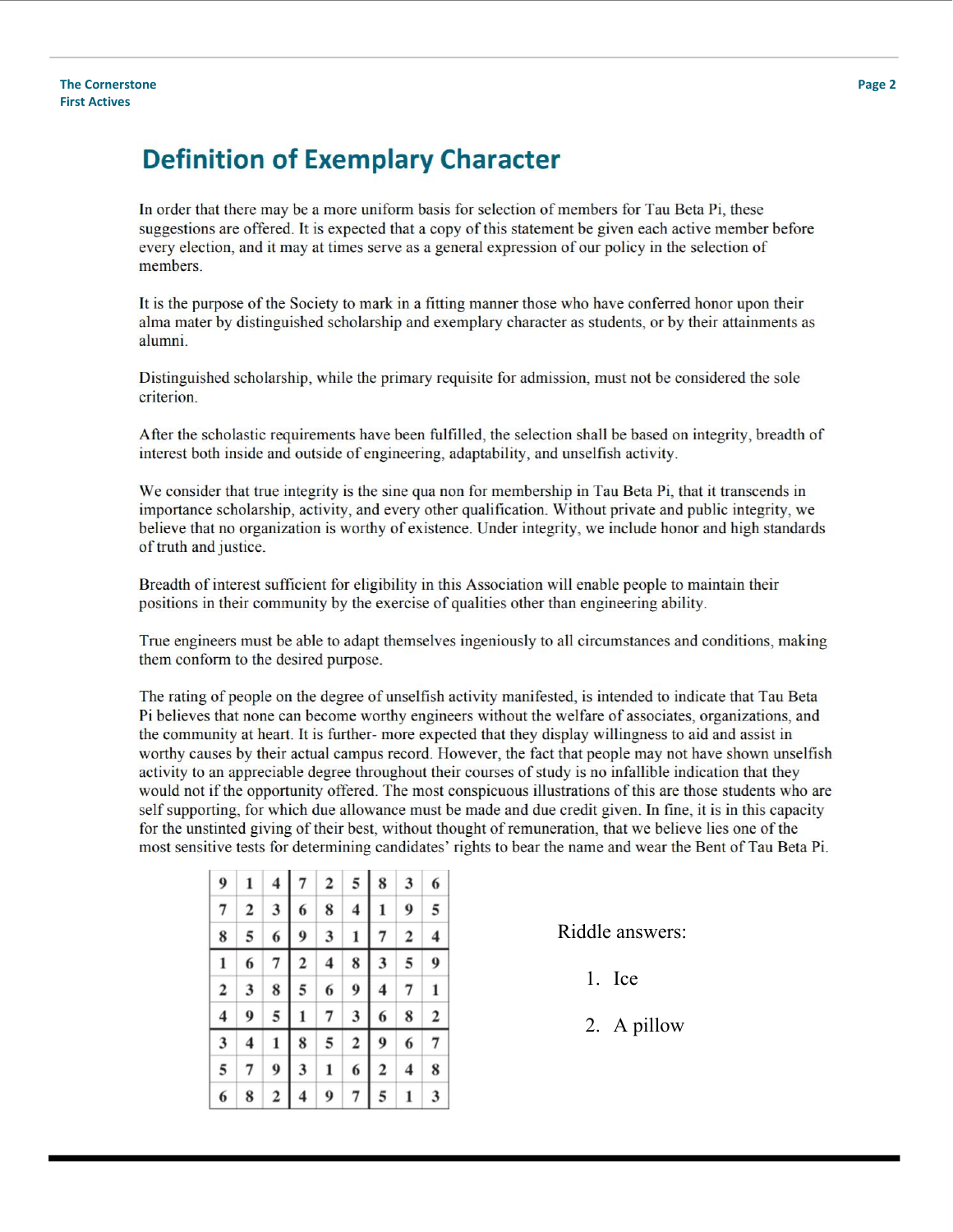# Definition of Exemplary Character

In order that there may be a more uniform basis for selection of members for Tau Beta Pi, these suggestions are offered. It is expected that a copy of this statement be given each active member before every election, and it may at times serve as a general expression of our policy in the selection of members.

It is the purpose of the Society to mark in a fitting manner those who have conferred honor upon their alma mater by distinguished scholarship and exemplary character as students, or by their attainments as alumni.

Distinguished scholarship, while the primary requisite for admission, must not be considered the sole criterion.

After the scholastic requirements have been fulfilled, the selection shall be based on integrity, breadth of interest both inside and outside of engineering, adaptability, and unselfish activity.

We consider that true integrity is the sine qua non for membership in Tau Beta Pi, that it transcends in importance scholarship, activity, and every other qualification. Without private and public integrity, we believe that no organization is worthy of existence. Under integrity, we include honor and high standards of truth and justice.

Breadth of interest sufficient for eligibility in this Association will enable people to maintain their positions in their community by the exercise of qualities other than engineering ability.

True engineers must be able to adapt themselves ingeniously to all circumstances and conditions, making them conform to the desired purpose.

The rating of people on the degree of unselfish activity manifested, is intended to indicate that Tau Beta Pi believes that none can become worthy engineers without the welfare of associates, organizations, and the community at heart. It is further- more expected that they display willingness to aid and assist in worthy causes by their actual campus record. However, the fact that people may not have shown unselfish activity to an appreciable degree throughout their courses of study is no infallible indication that they would not if the opportunity offered. The most conspicuous illustrations of this are those students who are self supporting, for which due allowance must be made and due credit given. In fine, it is in this capacity for the unstinted giving of their best, without thought of remuneration, that we believe lies one of the most sensitive tests for determining candidates' rights to bear the name and wear the Bent of Tau Beta Pi.

| | | | | | | | | |
|---|---|---|---|---|---|---|---|---|
| 9 | 1 | 4 | 7 | 2 | 5 | 8 | 3 | 6 |
| 7 | 2 | 3 | 6 | 8 | 4 | 1 | 9 | 5 |
| 8 | 5 | 6 | 9 | 3 | 1 | 7 | 2 | 4 |
| 1 | 6 | 7 | 2 | 4 | 8 | 3 | 5 | 9 |
| 2 | 3 | 8 | 5 | 6 | 9 | 4 | 7 | 1 |
| 4 | 9 | 5 | 1 | 7 | 3 | 6 | 8 | 2 |
| 3 | 4 | 1 | 8 | 5 | 2 | 9 | 6 | 7 |
| 5 | 7 | 9 | 3 | 1 | 6 | 2 | 4 | 8 |
| 6 | 8 | 2 | 4 | 9 | 7 | 5 | 1 | 3 |

Riddle answers:

1. Ice
2. A pillow